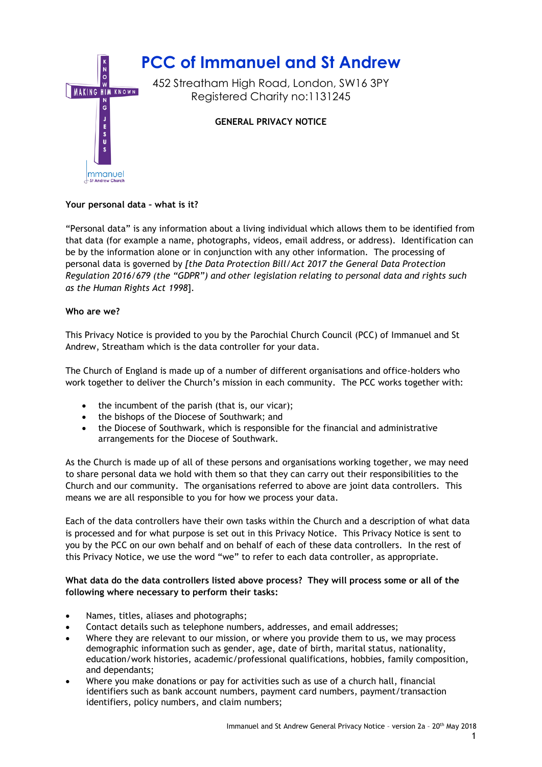# PCC of Immanuel and St Andrew

452 Streatham High Road, London, SW16 3PY
Registered Charity no:1131245

**GENERAL PRIVACY NOTICE**

**Your personal data – what is it?**

"Personal data" is any information about a living individual which allows them to be identified from that data (for example a name, photographs, videos, email address, or address). Identification can be by the information alone or in conjunction with any other information. The processing of personal data is governed by *[the Data Protection Bill/Act 2017 the General Data Protection Regulation 2016/679 (the "GDPR") and other legislation relating to personal data and rights such as the Human Rights Act 1998*].

**Who are we?**

This Privacy Notice is provided to you by the Parochial Church Council (PCC) of Immanuel and St Andrew, Streatham which is the data controller for your data.

The Church of England is made up of a number of different organisations and office-holders who work together to deliver the Church's mission in each community. The PCC works together with:

- the incumbent of the parish (that is, our vicar);
- the bishops of the Diocese of Southwark; and
- the Diocese of Southwark, which is responsible for the financial and administrative arrangements for the Diocese of Southwark.

As the Church is made up of all of these persons and organisations working together, we may need to share personal data we hold with them so that they can carry out their responsibilities to the Church and our community. The organisations referred to above are joint data controllers. This means we are all responsible to you for how we process your data.

Each of the data controllers have their own tasks within the Church and a description of what data is processed and for what purpose is set out in this Privacy Notice. This Privacy Notice is sent to you by the PCC on our own behalf and on behalf of each of these data controllers. In the rest of this Privacy Notice, we use the word "we" to refer to each data controller, as appropriate.

**What data do the data controllers listed above process? They will process some or all of the following where necessary to perform their tasks:**

- Names, titles, aliases and photographs;
- Contact details such as telephone numbers, addresses, and email addresses;
- Where they are relevant to our mission, or where you provide them to us, we may process demographic information such as gender, age, date of birth, marital status, nationality, education/work histories, academic/professional qualifications, hobbies, family composition, and dependants;
- Where you make donations or pay for activities such as use of a church hall, financial identifiers such as bank account numbers, payment card numbers, payment/transaction identifiers, policy numbers, and claim numbers;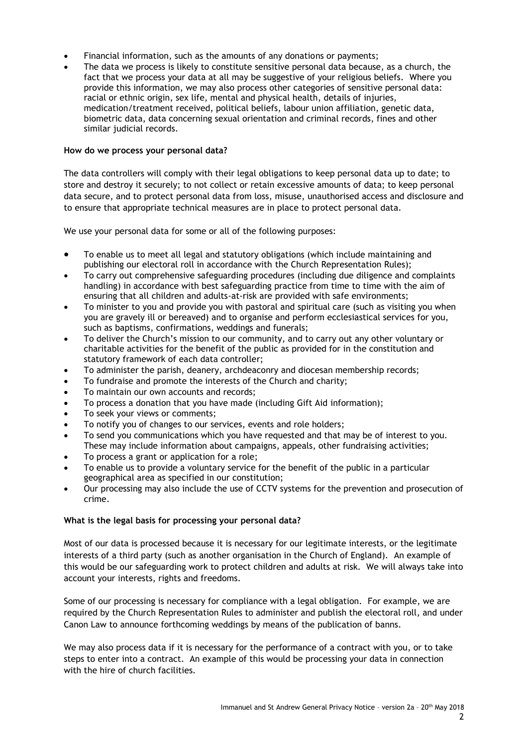- Financial information, such as the amounts of any donations or payments;
- The data we process is likely to constitute sensitive personal data because, as a church, the fact that we process your data at all may be suggestive of your religious beliefs. Where you provide this information, we may also process other categories of sensitive personal data: racial or ethnic origin, sex life, mental and physical health, details of injuries, medication/treatment received, political beliefs, labour union affiliation, genetic data, biometric data, data concerning sexual orientation and criminal records, fines and other similar judicial records.

**How do we process your personal data?**

The data controllers will comply with their legal obligations to keep personal data up to date; to store and destroy it securely; to not collect or retain excessive amounts of data; to keep personal data secure, and to protect personal data from loss, misuse, unauthorised access and disclosure and to ensure that appropriate technical measures are in place to protect personal data.

We use your personal data for some or all of the following purposes:

- To enable us to meet all legal and statutory obligations (which include maintaining and publishing our electoral roll in accordance with the Church Representation Rules);
- To carry out comprehensive safeguarding procedures (including due diligence and complaints handling) in accordance with best safeguarding practice from time to time with the aim of ensuring that all children and adults-at-risk are provided with safe environments;
- To minister to you and provide you with pastoral and spiritual care (such as visiting you when you are gravely ill or bereaved) and to organise and perform ecclesiastical services for you, such as baptisms, confirmations, weddings and funerals;
- To deliver the Church's mission to our community, and to carry out any other voluntary or charitable activities for the benefit of the public as provided for in the constitution and statutory framework of each data controller;
- To administer the parish, deanery, archdeaconry and diocesan membership records;
- To fundraise and promote the interests of the Church and charity;
- To maintain our own accounts and records;
- To process a donation that you have made (including Gift Aid information);
- To seek your views or comments;
- To notify you of changes to our services, events and role holders;
- To send you communications which you have requested and that may be of interest to you. These may include information about campaigns, appeals, other fundraising activities;
- To process a grant or application for a role;
- To enable us to provide a voluntary service for the benefit of the public in a particular geographical area as specified in our constitution;
- Our processing may also include the use of CCTV systems for the prevention and prosecution of crime.

**What is the legal basis for processing your personal data?**

Most of our data is processed because it is necessary for our legitimate interests, or the legitimate interests of a third party (such as another organisation in the Church of England). An example of this would be our safeguarding work to protect children and adults at risk. We will always take into account your interests, rights and freedoms.

Some of our processing is necessary for compliance with a legal obligation. For example, we are required by the Church Representation Rules to administer and publish the electoral roll, and under Canon Law to announce forthcoming weddings by means of the publication of banns.

We may also process data if it is necessary for the performance of a contract with you, or to take steps to enter into a contract. An example of this would be processing your data in connection with the hire of church facilities.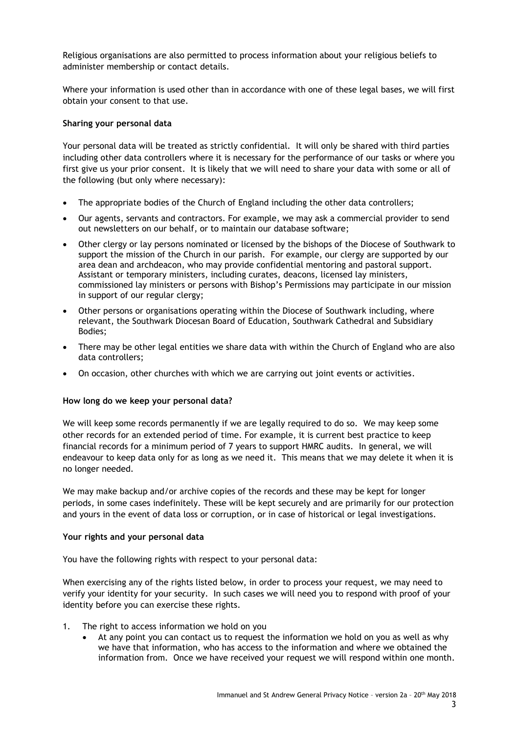Religious organisations are also permitted to process information about your religious beliefs to administer membership or contact details.

Where your information is used other than in accordance with one of these legal bases, we will first obtain your consent to that use.

**Sharing your personal data**

Your personal data will be treated as strictly confidential. It will only be shared with third parties including other data controllers where it is necessary for the performance of our tasks or where you first give us your prior consent. It is likely that we will need to share your data with some or all of the following (but only where necessary):

- The appropriate bodies of the Church of England including the other data controllers;
- Our agents, servants and contractors. For example, we may ask a commercial provider to send out newsletters on our behalf, or to maintain our database software;
- Other clergy or lay persons nominated or licensed by the bishops of the Diocese of Southwark to support the mission of the Church in our parish. For example, our clergy are supported by our area dean and archdeacon, who may provide confidential mentoring and pastoral support. Assistant or temporary ministers, including curates, deacons, licensed lay ministers, commissioned lay ministers or persons with Bishop's Permissions may participate in our mission in support of our regular clergy;
- Other persons or organisations operating within the Diocese of Southwark including, where relevant, the Southwark Diocesan Board of Education, Southwark Cathedral and Subsidiary Bodies;
- There may be other legal entities we share data with within the Church of England who are also data controllers;
- On occasion, other churches with which we are carrying out joint events or activities.

**How long do we keep your personal data?**

We will keep some records permanently if we are legally required to do so. We may keep some other records for an extended period of time. For example, it is current best practice to keep financial records for a minimum period of 7 years to support HMRC audits. In general, we will endeavour to keep data only for as long as we need it. This means that we may delete it when it is no longer needed.

We may make backup and/or archive copies of the records and these may be kept for longer periods, in some cases indefinitely. These will be kept securely and are primarily for our protection and yours in the event of data loss or corruption, or in case of historical or legal investigations.

**Your rights and your personal data**

You have the following rights with respect to your personal data:

When exercising any of the rights listed below, in order to process your request, we may need to verify your identity for your security. In such cases we will need you to respond with proof of your identity before you can exercise these rights.

1. The right to access information we hold on you
   - At any point you can contact us to request the information we hold on you as well as why we have that information, who has access to the information and where we obtained the information from. Once we have received your request we will respond within one month.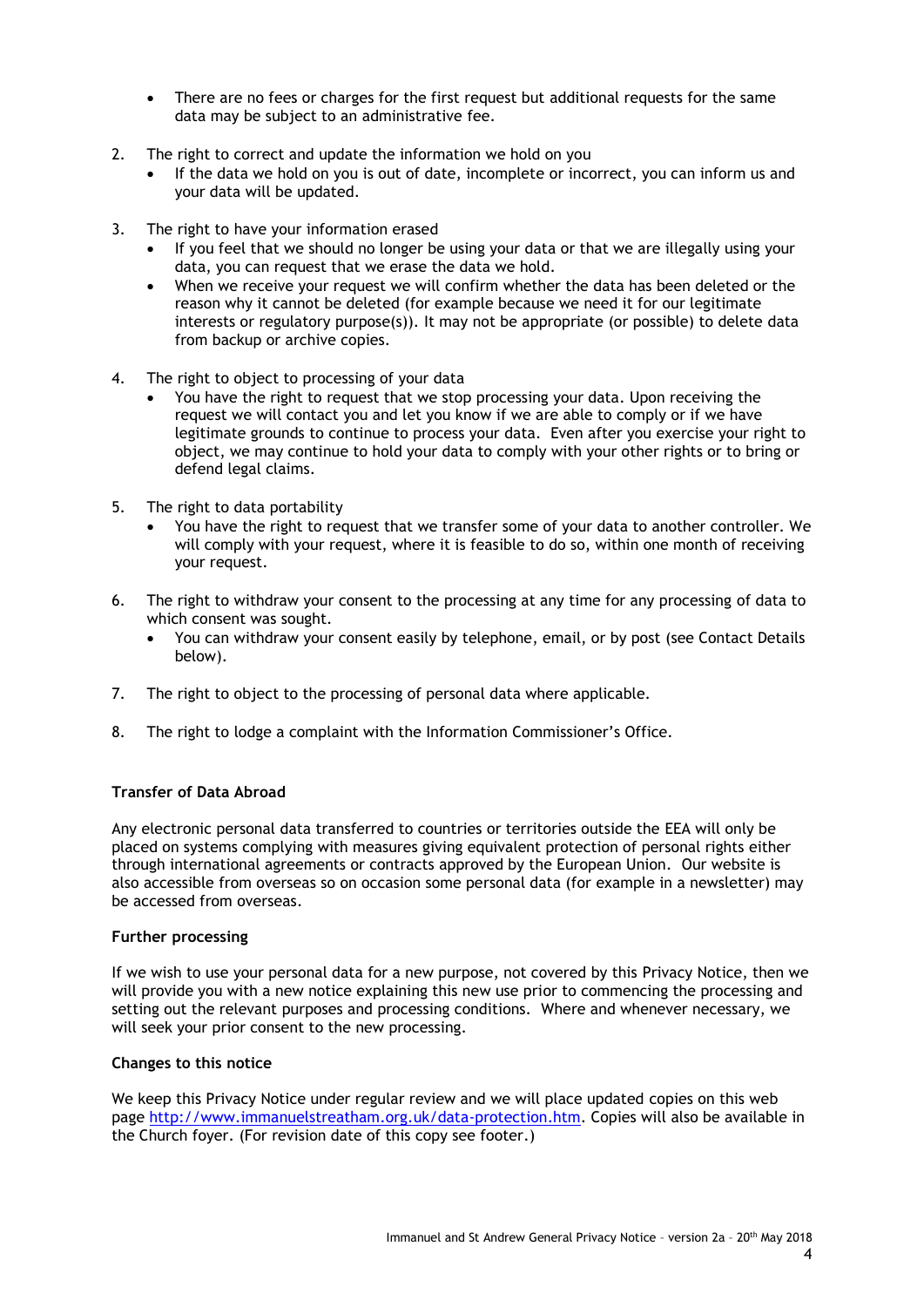- There are no fees or charges for the first request but additional requests for the same data may be subject to an administrative fee.

2. The right to correct and update the information we hold on you
   - If the data we hold on you is out of date, incomplete or incorrect, you can inform us and your data will be updated.

3. The right to have your information erased
   - If you feel that we should no longer be using your data or that we are illegally using your data, you can request that we erase the data we hold.
   - When we receive your request we will confirm whether the data has been deleted or the reason why it cannot be deleted (for example because we need it for our legitimate interests or regulatory purpose(s)). It may not be appropriate (or possible) to delete data from backup or archive copies.

4. The right to object to processing of your data
   - You have the right to request that we stop processing your data. Upon receiving the request we will contact you and let you know if we are able to comply or if we have legitimate grounds to continue to process your data. Even after you exercise your right to object, we may continue to hold your data to comply with your other rights or to bring or defend legal claims.

5. The right to data portability
   - You have the right to request that we transfer some of your data to another controller. We will comply with your request, where it is feasible to do so, within one month of receiving your request.

6. The right to withdraw your consent to the processing at any time for any processing of data to which consent was sought.
   - You can withdraw your consent easily by telephone, email, or by post (see Contact Details below).

7. The right to object to the processing of personal data where applicable.

8. The right to lodge a complaint with the Information Commissioner's Office.

**Transfer of Data Abroad**

Any electronic personal data transferred to countries or territories outside the EEA will only be placed on systems complying with measures giving equivalent protection of personal rights either through international agreements or contracts approved by the European Union. Our website is also accessible from overseas so on occasion some personal data (for example in a newsletter) may be accessed from overseas.

**Further processing**

If we wish to use your personal data for a new purpose, not covered by this Privacy Notice, then we will provide you with a new notice explaining this new use prior to commencing the processing and setting out the relevant purposes and processing conditions. Where and whenever necessary, we will seek your prior consent to the new processing.

**Changes to this notice**

We keep this Privacy Notice under regular review and we will place updated copies on this web page http://www.immanuelstreatham.org.uk/data-protection.htm. Copies will also be available in the Church foyer. (For revision date of this copy see footer.)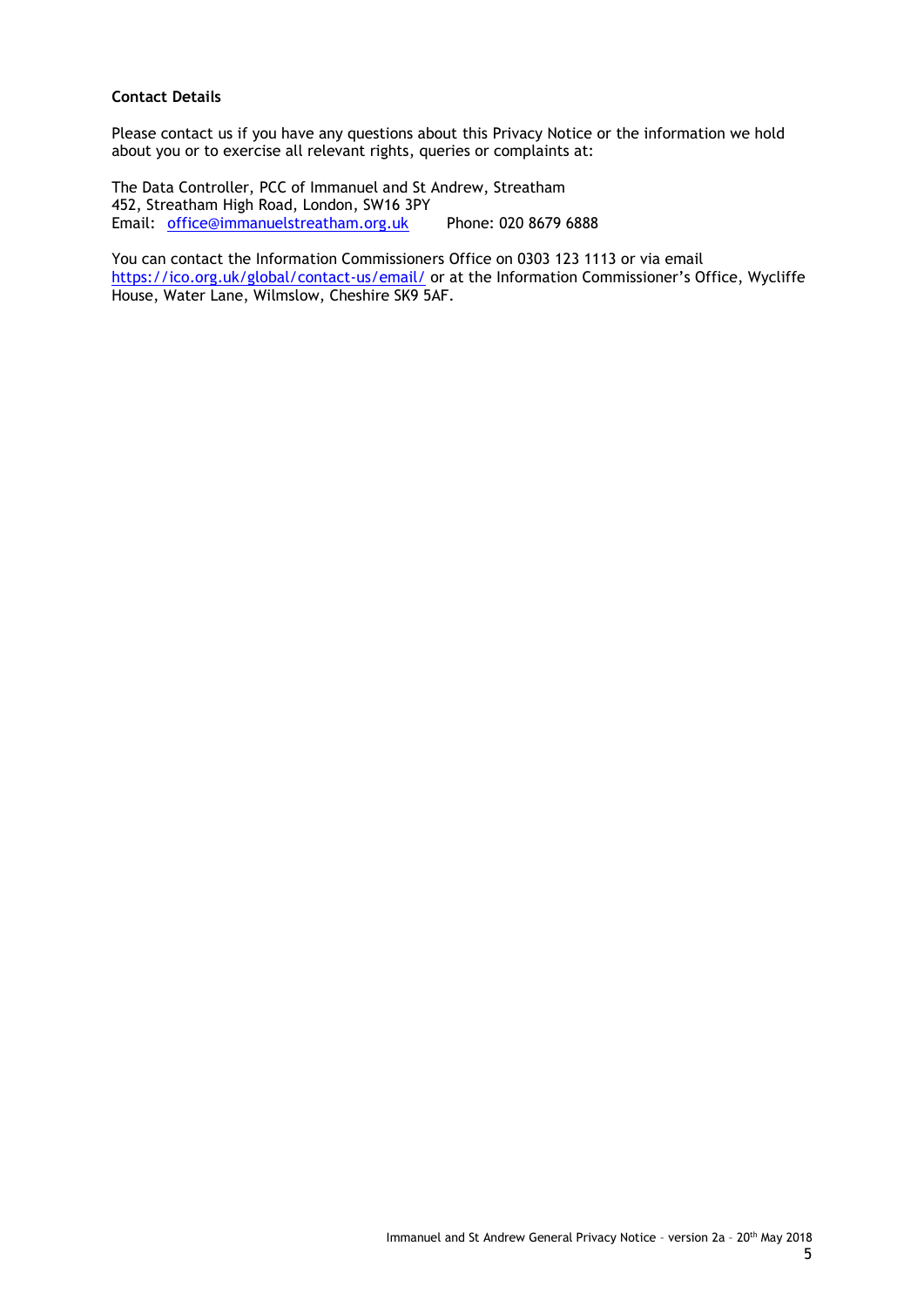**Contact Details**

Please contact us if you have any questions about this Privacy Notice or the information we hold about you or to exercise all relevant rights, queries or complaints at:

The Data Controller, PCC of Immanuel and St Andrew, Streatham
452, Streatham High Road, London, SW16 3PY
Email: office@immanuelstreatham.org.uk Phone: 020 8679 6888

You can contact the Information Commissioners Office on 0303 123 1113 or via email https://ico.org.uk/global/contact-us/email/ or at the Information Commissioner's Office, Wycliffe House, Water Lane, Wilmslow, Cheshire SK9 5AF.